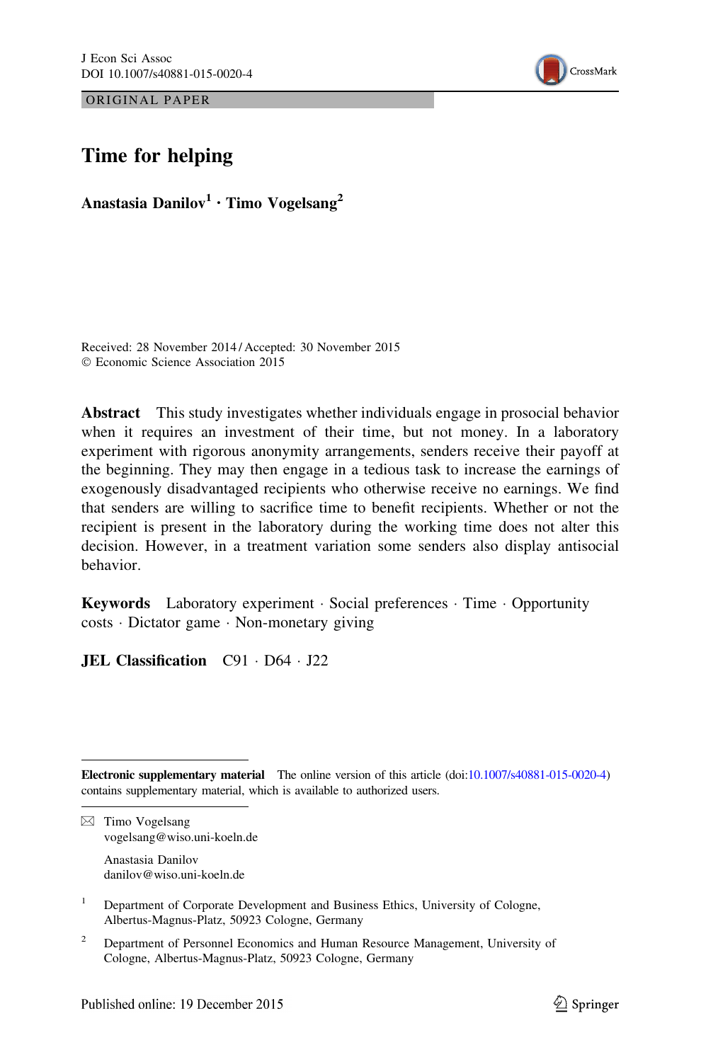ORIGINAL PAPER

# Time for helping

**Anastasia Danilov[1] · Timo Vogelsang[2]**

Received: 28 November 2014 / Accepted: 30 November 2015
© Economic Science Association 2015

**Abstract** This study investigates whether individuals engage in prosocial behavior when it requires an investment of their time, but not money. In a laboratory experiment with rigorous anonymity arrangements, senders receive their payoff at the beginning. They may then engage in a tedious task to increase the earnings of exogenously disadvantaged recipients who otherwise receive no earnings. We find that senders are willing to sacrifice time to benefit recipients. Whether or not the recipient is present in the laboratory during the working time does not alter this decision. However, in a treatment variation some senders also display antisocial behavior.

**Keywords** Laboratory experiment · Social preferences · Time · Opportunity costs · Dictator game · Non-monetary giving

**JEL Classification** C91 · D64 · J22

---

**Electronic supplementary material** The online version of this article (doi:10.1007/s40881-015-0020-4) contains supplementary material, which is available to authorized users.

---

✉ Timo Vogelsang
vogelsang@wiso.uni-koeln.de

Anastasia Danilov
danilov@wiso.uni-koeln.de

[1] Department of Corporate Development and Business Ethics, University of Cologne, Albertus-Magnus-Platz, 50923 Cologne, Germany

[2] Department of Personnel Economics and Human Resource Management, University of Cologne, Albertus-Magnus-Platz, 50923 Cologne, Germany

Published online: 19 December 2015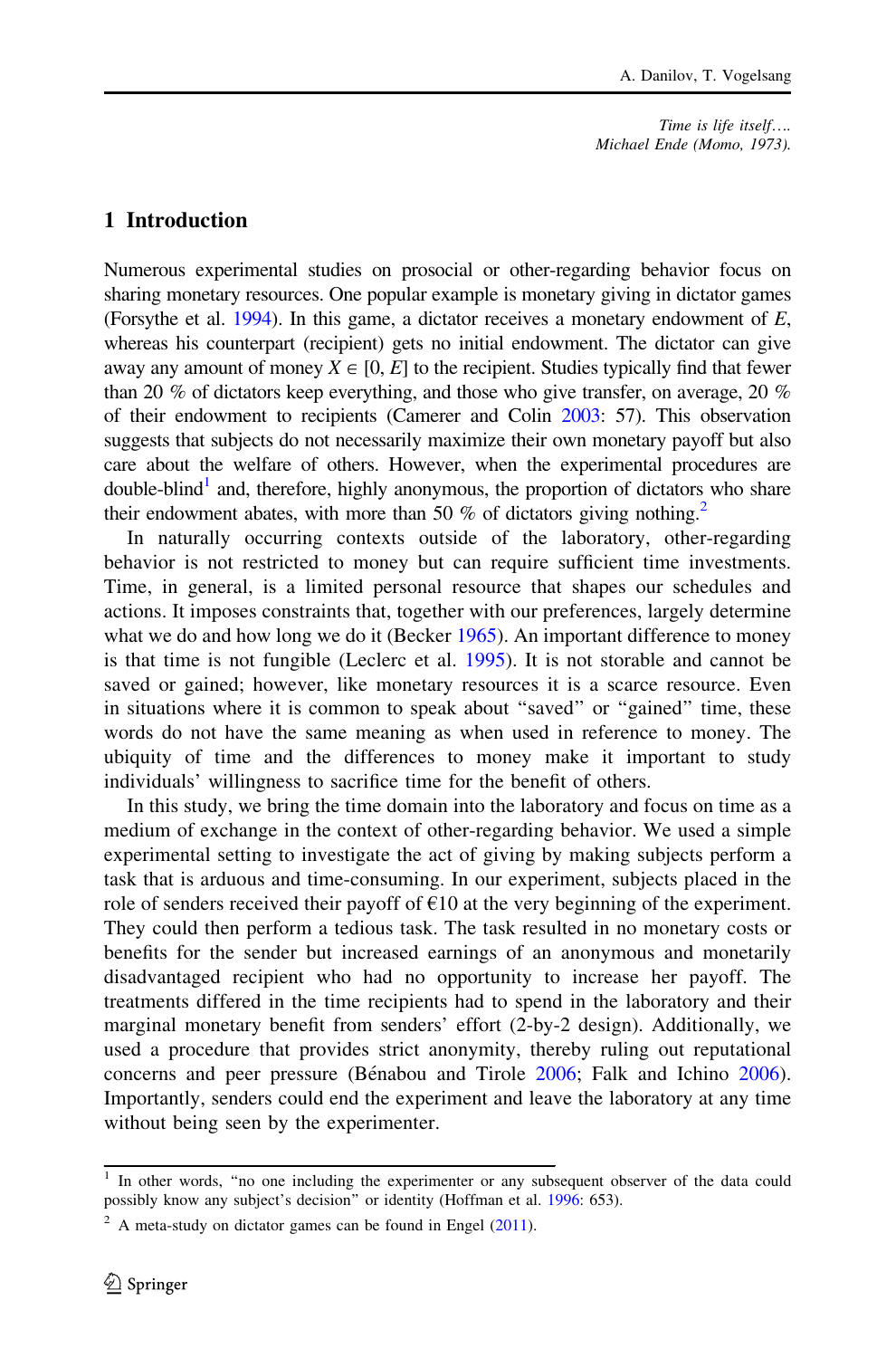*Time is life itself….*
*Michael Ende (Momo, 1973).*

## 1 Introduction

Numerous experimental studies on prosocial or other-regarding behavior focus on sharing monetary resources. One popular example is monetary giving in dictator games (Forsythe et al. 1994). In this game, a dictator receives a monetary endowment of $E$, whereas his counterpart (recipient) gets no initial endowment. The dictator can give away any amount of money $X \in [0, E]$ to the recipient. Studies typically find that fewer than 20 % of dictators keep everything, and those who give transfer, on average, 20 % of their endowment to recipients (Camerer and Colin 2003: 57). This observation suggests that subjects do not necessarily maximize their own monetary payoff but also care about the welfare of others. However, when the experimental procedures are double-blind[1] and, therefore, highly anonymous, the proportion of dictators who share their endowment abates, with more than 50 % of dictators giving nothing.[2]

In naturally occurring contexts outside of the laboratory, other-regarding behavior is not restricted to money but can require sufficient time investments. Time, in general, is a limited personal resource that shapes our schedules and actions. It imposes constraints that, together with our preferences, largely determine what we do and how long we do it (Becker 1965). An important difference to money is that time is not fungible (Leclerc et al. 1995). It is not storable and cannot be saved or gained; however, like monetary resources it is a scarce resource. Even in situations where it is common to speak about "saved" or "gained" time, these words do not have the same meaning as when used in reference to money. The ubiquity of time and the differences to money make it important to study individuals' willingness to sacrifice time for the benefit of others.

In this study, we bring the time domain into the laboratory and focus on time as a medium of exchange in the context of other-regarding behavior. We used a simple experimental setting to investigate the act of giving by making subjects perform a task that is arduous and time-consuming. In our experiment, subjects placed in the role of senders received their payoff of €10 at the very beginning of the experiment. They could then perform a tedious task. The task resulted in no monetary costs or benefits for the sender but increased earnings of an anonymous and monetarily disadvantaged recipient who had no opportunity to increase her payoff. The treatments differed in the time recipients had to spend in the laboratory and their marginal monetary benefit from senders' effort (2-by-2 design). Additionally, we used a procedure that provides strict anonymity, thereby ruling out reputational concerns and peer pressure (Bénabou and Tirole 2006; Falk and Ichino 2006). Importantly, senders could end the experiment and leave the laboratory at any time without being seen by the experimenter.

---

[1] In other words, "no one including the experimenter or any subsequent observer of the data could possibly know any subject's decision" or identity (Hoffman et al. 1996: 653).

[2] A meta-study on dictator games can be found in Engel (2011).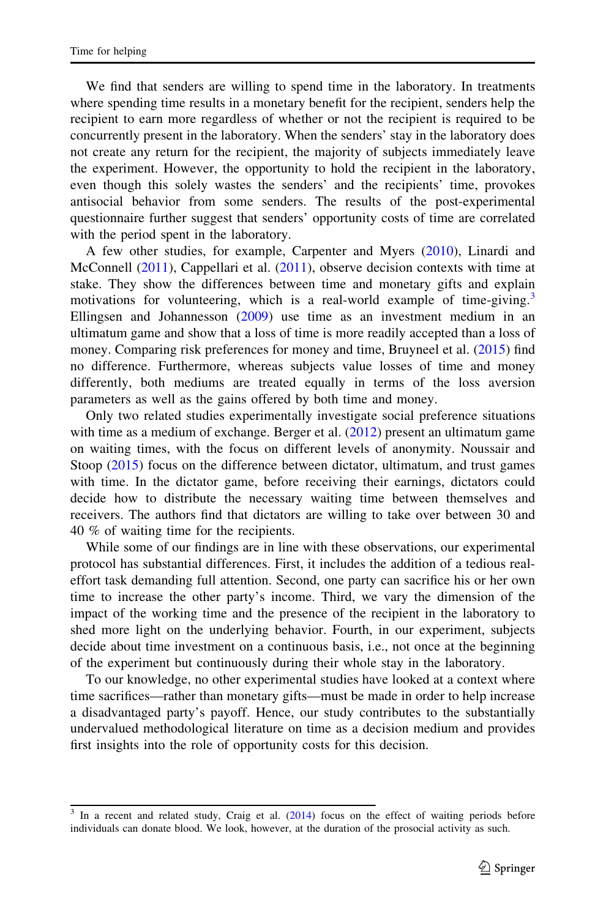We find that senders are willing to spend time in the laboratory. In treatments where spending time results in a monetary benefit for the recipient, senders help the recipient to earn more regardless of whether or not the recipient is required to be concurrently present in the laboratory. When the senders' stay in the laboratory does not create any return for the recipient, the majority of subjects immediately leave the experiment. However, the opportunity to hold the recipient in the laboratory, even though this solely wastes the senders' and the recipients' time, provokes antisocial behavior from some senders. The results of the post-experimental questionnaire further suggest that senders' opportunity costs of time are correlated with the period spent in the laboratory.

A few other studies, for example, Carpenter and Myers (2010), Linardi and McConnell (2011), Cappellari et al. (2011), observe decision contexts with time at stake. They show the differences between time and monetary gifts and explain motivations for volunteering, which is a real-world example of time-giving.[3] Ellingsen and Johannesson (2009) use time as an investment medium in an ultimatum game and show that a loss of time is more readily accepted than a loss of money. Comparing risk preferences for money and time, Bruyneel et al. (2015) find no difference. Furthermore, whereas subjects value losses of time and money differently, both mediums are treated equally in terms of the loss aversion parameters as well as the gains offered by both time and money.

Only two related studies experimentally investigate social preference situations with time as a medium of exchange. Berger et al. (2012) present an ultimatum game on waiting times, with the focus on different levels of anonymity. Noussair and Stoop (2015) focus on the difference between dictator, ultimatum, and trust games with time. In the dictator game, before receiving their earnings, dictators could decide how to distribute the necessary waiting time between themselves and receivers. The authors find that dictators are willing to take over between 30 and 40 % of waiting time for the recipients.

While some of our findings are in line with these observations, our experimental protocol has substantial differences. First, it includes the addition of a tedious real-effort task demanding full attention. Second, one party can sacrifice his or her own time to increase the other party's income. Third, we vary the dimension of the impact of the working time and the presence of the recipient in the laboratory to shed more light on the underlying behavior. Fourth, in our experiment, subjects decide about time investment on a continuous basis, i.e., not once at the beginning of the experiment but continuously during their whole stay in the laboratory.

To our knowledge, no other experimental studies have looked at a context where time sacrifices—rather than monetary gifts—must be made in order to help increase a disadvantaged party's payoff. Hence, our study contributes to the substantially undervalued methodological literature on time as a decision medium and provides first insights into the role of opportunity costs for this decision.

---

[3] In a recent and related study, Craig et al. (2014) focus on the effect of waiting periods before individuals can donate blood. We look, however, at the duration of the prosocial activity as such.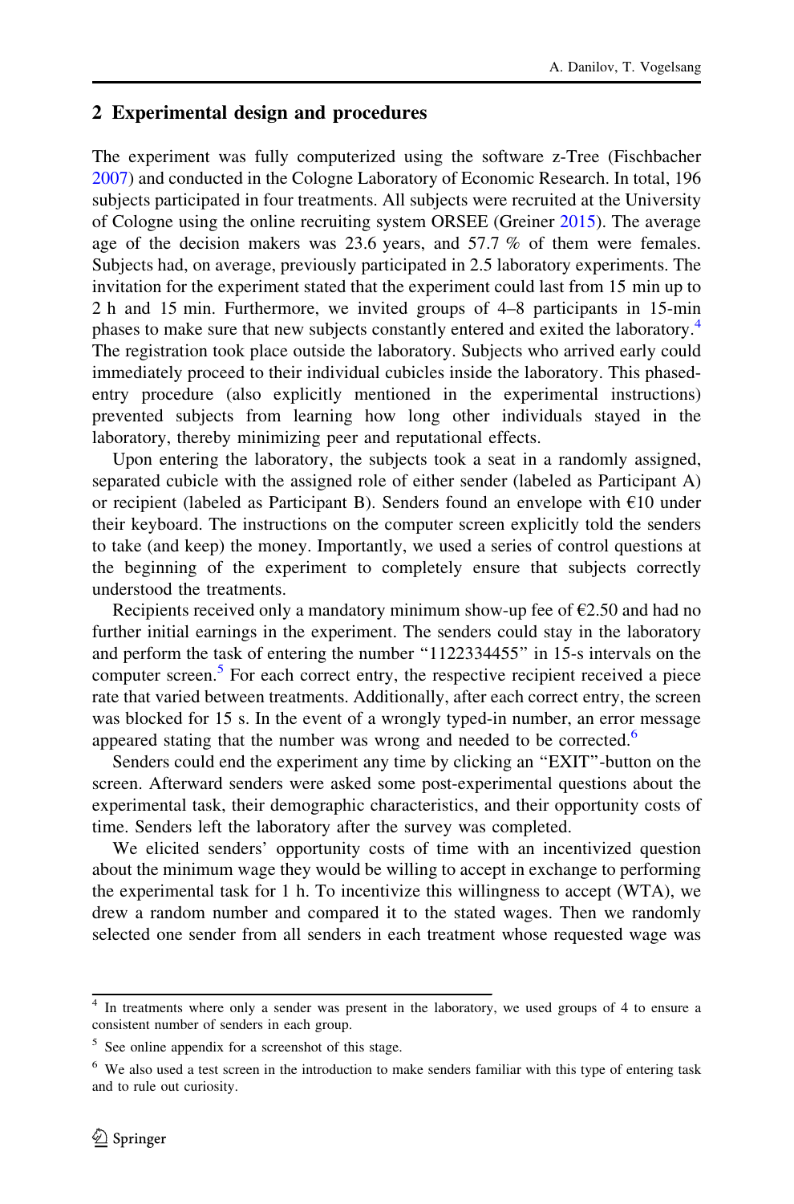## 2 Experimental design and procedures

The experiment was fully computerized using the software z-Tree (Fischbacher 2007) and conducted in the Cologne Laboratory of Economic Research. In total, 196 subjects participated in four treatments. All subjects were recruited at the University of Cologne using the online recruiting system ORSEE (Greiner 2015). The average age of the decision makers was 23.6 years, and 57.7 % of them were females. Subjects had, on average, previously participated in 2.5 laboratory experiments. The invitation for the experiment stated that the experiment could last from 15 min up to 2 h and 15 min. Furthermore, we invited groups of 4–8 participants in 15-min phases to make sure that new subjects constantly entered and exited the laboratory.[4] The registration took place outside the laboratory. Subjects who arrived early could immediately proceed to their individual cubicles inside the laboratory. This phased-entry procedure (also explicitly mentioned in the experimental instructions) prevented subjects from learning how long other individuals stayed in the laboratory, thereby minimizing peer and reputational effects.

Upon entering the laboratory, the subjects took a seat in a randomly assigned, separated cubicle with the assigned role of either sender (labeled as Participant A) or recipient (labeled as Participant B). Senders found an envelope with €10 under their keyboard. The instructions on the computer screen explicitly told the senders to take (and keep) the money. Importantly, we used a series of control questions at the beginning of the experiment to completely ensure that subjects correctly understood the treatments.

Recipients received only a mandatory minimum show-up fee of €2.50 and had no further initial earnings in the experiment. The senders could stay in the laboratory and perform the task of entering the number "1122334455" in 15-s intervals on the computer screen.[5] For each correct entry, the respective recipient received a piece rate that varied between treatments. Additionally, after each correct entry, the screen was blocked for 15 s. In the event of a wrongly typed-in number, an error message appeared stating that the number was wrong and needed to be corrected.[6]

Senders could end the experiment any time by clicking an "EXIT"-button on the screen. Afterward senders were asked some post-experimental questions about the experimental task, their demographic characteristics, and their opportunity costs of time. Senders left the laboratory after the survey was completed.

We elicited senders' opportunity costs of time with an incentivized question about the minimum wage they would be willing to accept in exchange to performing the experimental task for 1 h. To incentivize this willingness to accept (WTA), we drew a random number and compared it to the stated wages. Then we randomly selected one sender from all senders in each treatment whose requested wage was

---

[4] In treatments where only a sender was present in the laboratory, we used groups of 4 to ensure a consistent number of senders in each group.

[5] See online appendix for a screenshot of this stage.

[6] We also used a test screen in the introduction to make senders familiar with this type of entering task and to rule out curiosity.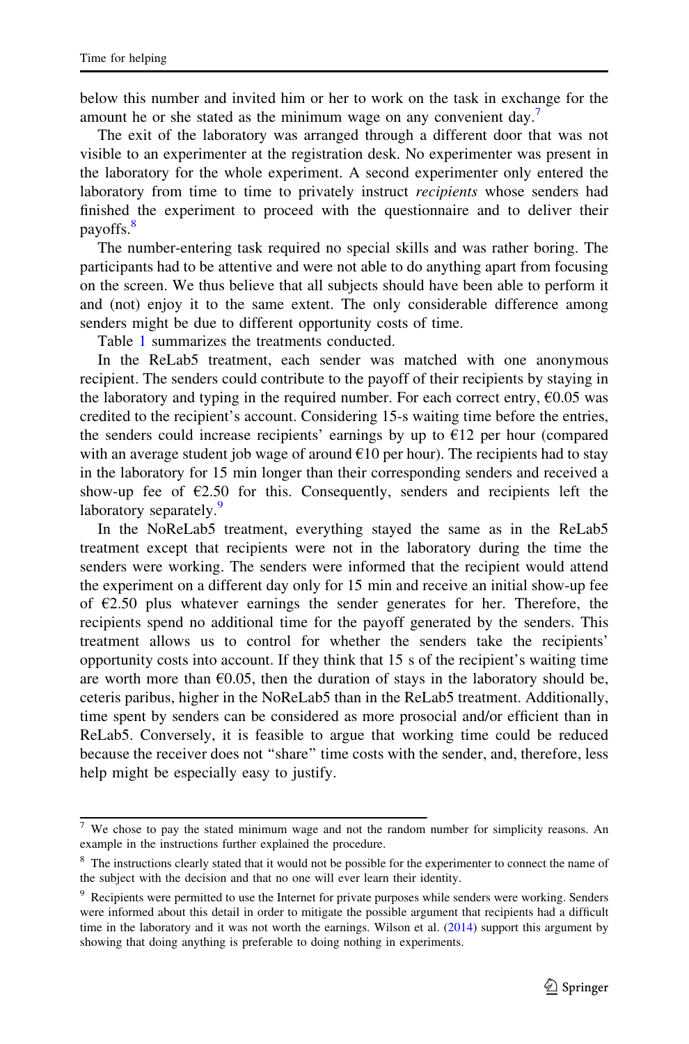below this number and invited him or her to work on the task in exchange for the amount he or she stated as the minimum wage on any convenient day.[7]

The exit of the laboratory was arranged through a different door that was not visible to an experimenter at the registration desk. No experimenter was present in the laboratory for the whole experiment. A second experimenter only entered the laboratory from time to time to privately instruct *recipients* whose senders had finished the experiment to proceed with the questionnaire and to deliver their payoffs.[8]

The number-entering task required no special skills and was rather boring. The participants had to be attentive and were not able to do anything apart from focusing on the screen. We thus believe that all subjects should have been able to perform it and (not) enjoy it to the same extent. The only considerable difference among senders might be due to different opportunity costs of time.

Table 1 summarizes the treatments conducted.

In the ReLab5 treatment, each sender was matched with one anonymous recipient. The senders could contribute to the payoff of their recipients by staying in the laboratory and typing in the required number. For each correct entry, €0.05 was credited to the recipient's account. Considering 15-s waiting time before the entries, the senders could increase recipients' earnings by up to €12 per hour (compared with an average student job wage of around €10 per hour). The recipients had to stay in the laboratory for 15 min longer than their corresponding senders and received a show-up fee of €2.50 for this. Consequently, senders and recipients left the laboratory separately.[9]

In the NoReLab5 treatment, everything stayed the same as in the ReLab5 treatment except that recipients were not in the laboratory during the time the senders were working. The senders were informed that the recipient would attend the experiment on a different day only for 15 min and receive an initial show-up fee of €2.50 plus whatever earnings the sender generates for her. Therefore, the recipients spend no additional time for the payoff generated by the senders. This treatment allows us to control for whether the senders take the recipients' opportunity costs into account. If they think that 15 s of the recipient's waiting time are worth more than €0.05, then the duration of stays in the laboratory should be, ceteris paribus, higher in the NoReLab5 than in the ReLab5 treatment. Additionally, time spent by senders can be considered as more prosocial and/or efficient than in ReLab5. Conversely, it is feasible to argue that working time could be reduced because the receiver does not "share" time costs with the sender, and, therefore, less help might be especially easy to justify.

---

[7] We chose to pay the stated minimum wage and not the random number for simplicity reasons. An example in the instructions further explained the procedure.

[8] The instructions clearly stated that it would not be possible for the experimenter to connect the name of the subject with the decision and that no one will ever learn their identity.

[9] Recipients were permitted to use the Internet for private purposes while senders were working. Senders were informed about this detail in order to mitigate the possible argument that recipients had a difficult time in the laboratory and it was not worth the earnings. Wilson et al. (2014) support this argument by showing that doing anything is preferable to doing nothing in experiments.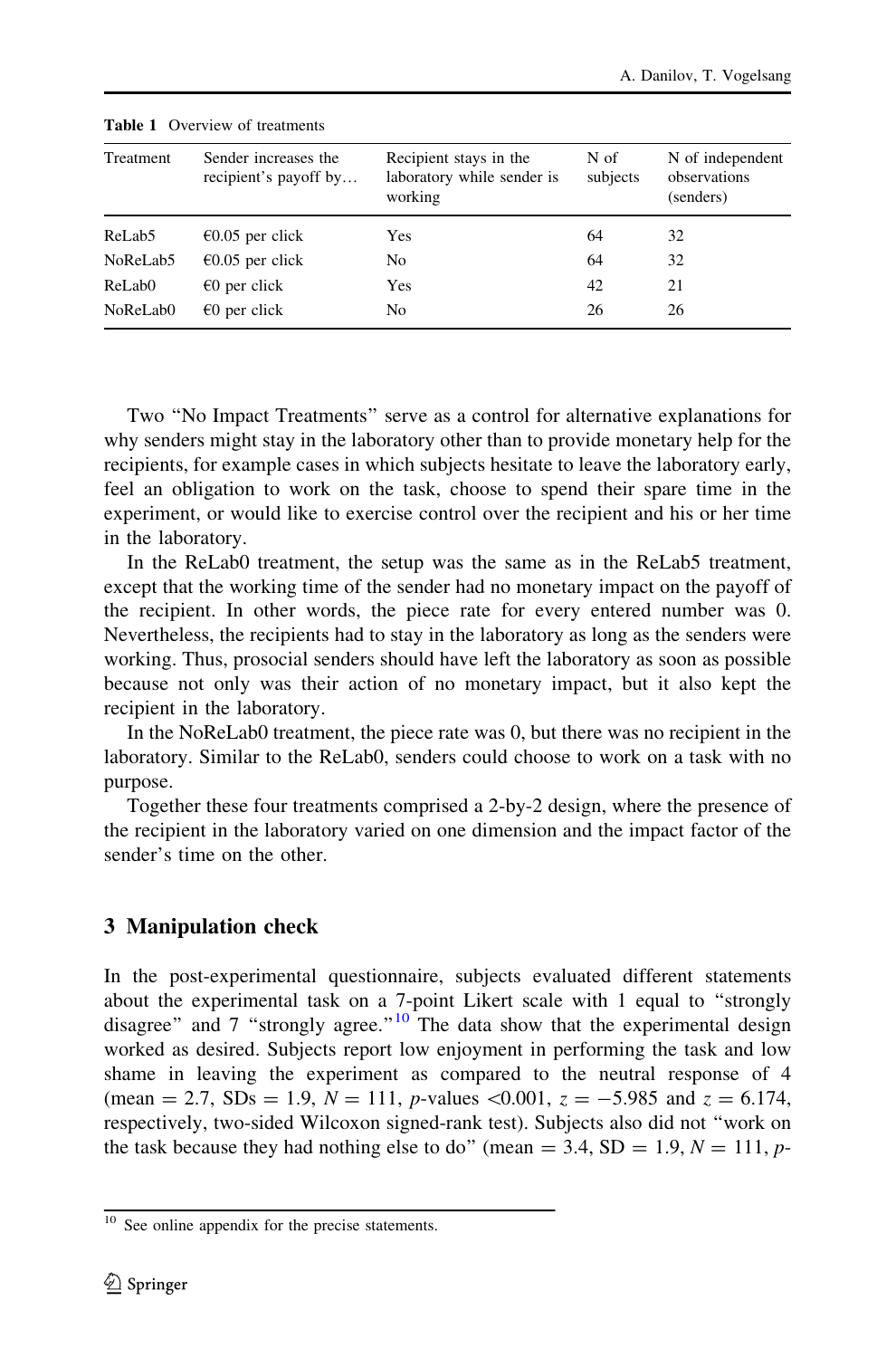**Table 1** Overview of treatments

| Treatment | Sender increases the recipient's payoff by… | Recipient stays in the laboratory while sender is working | N of subjects | N of independent observations (senders) |
|---|---|---|---|---|
| ReLab5 | €0.05 per click | Yes | 64 | 32 |
| NoReLab5 | €0.05 per click | No | 64 | 32 |
| ReLab0 | €0 per click | Yes | 42 | 21 |
| NoReLab0 | €0 per click | No | 26 | 26 |

Two "No Impact Treatments" serve as a control for alternative explanations for why senders might stay in the laboratory other than to provide monetary help for the recipients, for example cases in which subjects hesitate to leave the laboratory early, feel an obligation to work on the task, choose to spend their spare time in the experiment, or would like to exercise control over the recipient and his or her time in the laboratory.

In the ReLab0 treatment, the setup was the same as in the ReLab5 treatment, except that the working time of the sender had no monetary impact on the payoff of the recipient. In other words, the piece rate for every entered number was 0. Nevertheless, the recipients had to stay in the laboratory as long as the senders were working. Thus, prosocial senders should have left the laboratory as soon as possible because not only was their action of no monetary impact, but it also kept the recipient in the laboratory.

In the NoReLab0 treatment, the piece rate was 0, but there was no recipient in the laboratory. Similar to the ReLab0, senders could choose to work on a task with no purpose.

Together these four treatments comprised a 2-by-2 design, where the presence of the recipient in the laboratory varied on one dimension and the impact factor of the sender's time on the other.

## 3 Manipulation check

In the post-experimental questionnaire, subjects evaluated different statements about the experimental task on a 7-point Likert scale with 1 equal to "strongly disagree" and 7 "strongly agree."[10] The data show that the experimental design worked as desired. Subjects report low enjoyment in performing the task and low shame in leaving the experiment as compared to the neutral response of 4 (mean = 2.7, SDs = 1.9, $N = 111$, $p$-values <0.001, $z = -5.985$ and $z = 6.174$, respectively, two-sided Wilcoxon signed-rank test). Subjects also did not "work on the task because they had nothing else to do" (mean = 3.4, SD = 1.9, $N = 111$, $p$-

[10] See online appendix for the precise statements.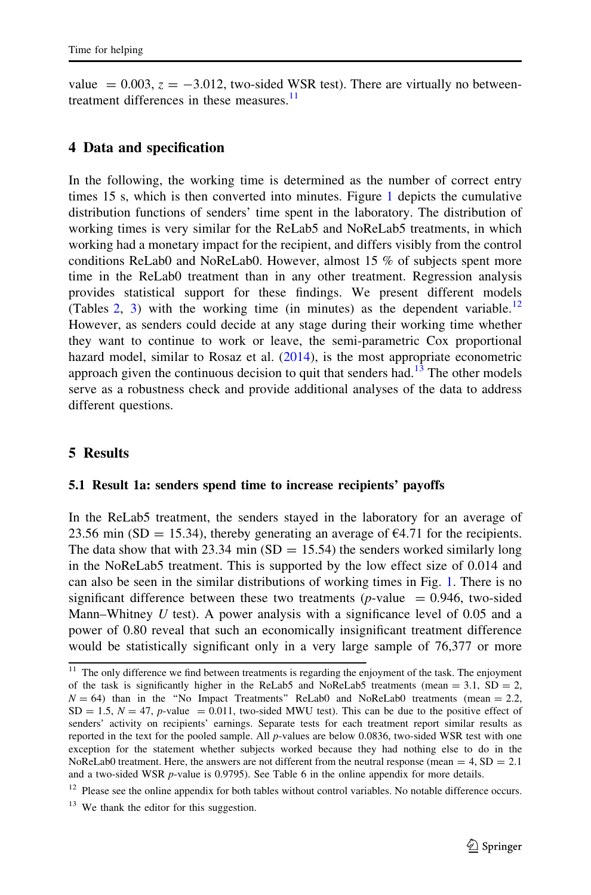value $= 0.003$, $z = -3.012$, two-sided WSR test). There are virtually no between-treatment differences in these measures.[11]

## 4 Data and specification

In the following, the working time is determined as the number of correct entry times 15 s, which is then converted into minutes. Figure 1 depicts the cumulative distribution functions of senders' time spent in the laboratory. The distribution of working times is very similar for the ReLab5 and NoReLab5 treatments, in which working had a monetary impact for the recipient, and differs visibly from the control conditions ReLab0 and NoReLab0. However, almost 15 % of subjects spent more time in the ReLab0 treatment than in any other treatment. Regression analysis provides statistical support for these findings. We present different models (Tables 2, 3) with the working time (in minutes) as the dependent variable.[12] However, as senders could decide at any stage during their working time whether they want to continue to work or leave, the semi-parametric Cox proportional hazard model, similar to Rosaz et al. (2014), is the most appropriate econometric approach given the continuous decision to quit that senders had.[13] The other models serve as a robustness check and provide additional analyses of the data to address different questions.

## 5 Results

### 5.1 Result 1a: senders spend time to increase recipients' payoffs

In the ReLab5 treatment, the senders stayed in the laboratory for an average of 23.56 min (SD = 15.34), thereby generating an average of €4.71 for the recipients. The data show that with 23.34 min (SD = 15.54) the senders worked similarly long in the NoReLab5 treatment. This is supported by the low effect size of 0.014 and can also be seen in the similar distributions of working times in Fig. 1. There is no significant difference between these two treatments ($p$-value $= 0.946$, two-sided Mann–Whitney $U$ test). A power analysis with a significance level of 0.05 and a power of 0.80 reveal that such an economically insignificant treatment difference would be statistically significant only in a very large sample of 76,377 or more

---

[11] The only difference we find between treatments is regarding the enjoyment of the task. The enjoyment of the task is significantly higher in the ReLab5 and NoReLab5 treatments (mean = 3.1, SD = 2, $N = 64$) than in the "No Impact Treatments" ReLab0 and NoReLab0 treatments (mean = 2.2, SD = 1.5, $N = 47$, $p$-value $= 0.011$, two-sided MWU test). This can be due to the positive effect of senders' activity on recipients' earnings. Separate tests for each treatment report similar results as reported in the text for the pooled sample. All $p$-values are below 0.0836, two-sided WSR test with one exception for the statement whether subjects worked because they had nothing else to do in the NoReLab0 treatment. Here, the answers are not different from the neutral response (mean = 4, SD = 2.1 and a two-sided WSR $p$-value is 0.9795). See Table 6 in the online appendix for more details.

[12] Please see the online appendix for both tables without control variables. No notable difference occurs.

[13] We thank the editor for this suggestion.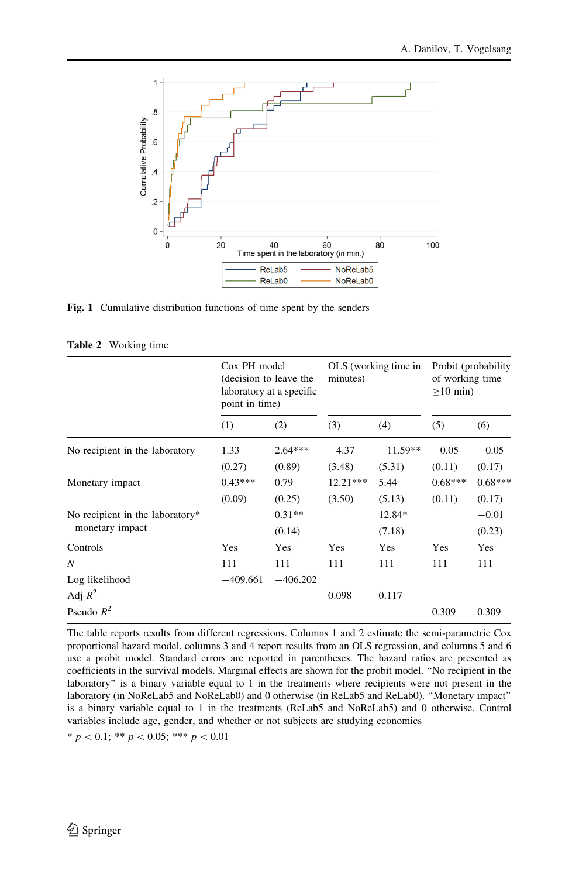**Fig. 1** Cumulative distribution functions of time spent by the senders

**Table 2** Working time

| | Cox PH model (decision to leave the laboratory at a specific point in time) | | OLS (working time in minutes) | | Probit (probability of working time ≥10 min) | |
|---|---|---|---|---|---|---|
| | (1) | (2) | (3) | (4) | (5) | (6) |
| No recipient in the laboratory | 1.33 | 2.64*** | −4.37 | −11.59** | −0.05 | −0.05 |
| | (0.27) | (0.89) | (3.48) | (5.31) | (0.11) | (0.17) |
| Monetary impact | 0.43*** | 0.79 | 12.21*** | 5.44 | 0.68*** | 0.68*** |
| | (0.09) | (0.25) | (3.50) | (5.13) | (0.11) | (0.17) |
| No recipient in the laboratory* monetary impact | | 0.31** | | 12.84* | | −0.01 |
| | | (0.14) | | (7.18) | | (0.23) |
| Controls | Yes | Yes | Yes | Yes | Yes | Yes |
| $N$ | 111 | 111 | 111 | 111 | 111 | 111 |
| Log likelihood | −409.661 | −406.202 | | | | |
| Adj $R^2$ | | | 0.098 | 0.117 | | |
| Pseudo $R^2$ | | | | | 0.309 | 0.309 |

The table reports results from different regressions. Columns 1 and 2 estimate the semi-parametric Cox proportional hazard model, columns 3 and 4 report results from an OLS regression, and columns 5 and 6 use a probit model. Standard errors are reported in parentheses. The hazard ratios are presented as coefficients in the survival models. Marginal effects are shown for the probit model. "No recipient in the laboratory" is a binary variable equal to 1 in the treatments where recipients were not present in the laboratory (in NoReLab5 and NoReLab0) and 0 otherwise (in ReLab5 and ReLab0). "Monetary impact" is a binary variable equal to 1 in the treatments (ReLab5 and NoReLab5) and 0 otherwise. Control variables include age, gender, and whether or not subjects are studying economics

* $p < 0.1$; ** $p < 0.05$; *** $p < 0.01$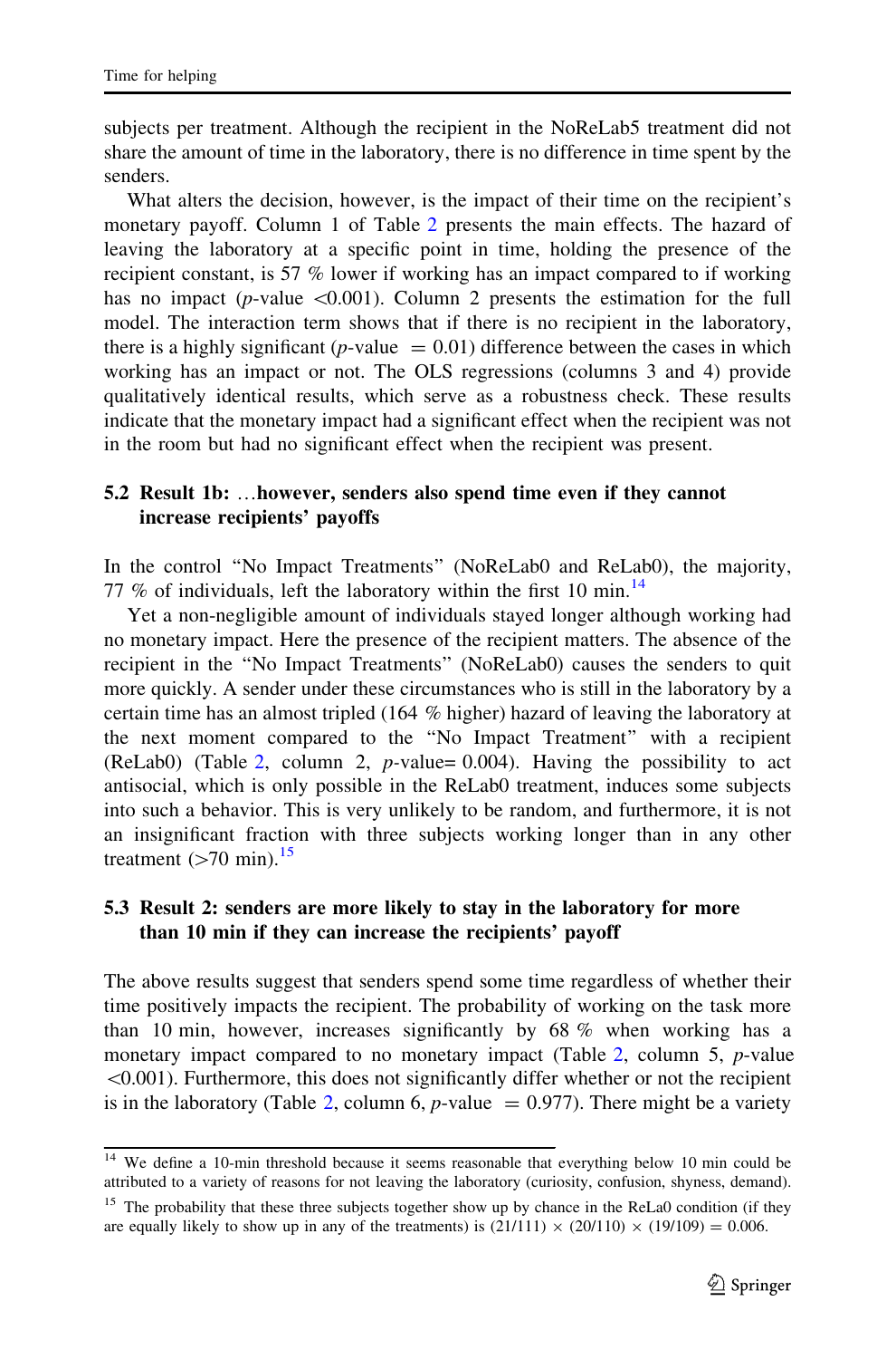subjects per treatment. Although the recipient in the NoReLab5 treatment did not share the amount of time in the laboratory, there is no difference in time spent by the senders.

What alters the decision, however, is the impact of their time on the recipient's monetary payoff. Column 1 of Table 2 presents the main effects. The hazard of leaving the laboratory at a specific point in time, holding the presence of the recipient constant, is 57 % lower if working has an impact compared to if working has no impact ($p$-value <0.001). Column 2 presents the estimation for the full model. The interaction term shows that if there is no recipient in the laboratory, there is a highly significant ($p$-value $= 0.01$) difference between the cases in which working has an impact or not. The OLS regressions (columns 3 and 4) provide qualitatively identical results, which serve as a robustness check. These results indicate that the monetary impact had a significant effect when the recipient was not in the room but had no significant effect when the recipient was present.

## 5.2 Result 1b: …however, senders also spend time even if they cannot increase recipients' payoffs

In the control "No Impact Treatments" (NoReLab0 and ReLab0), the majority, 77 % of individuals, left the laboratory within the first 10 min.[14]

Yet a non-negligible amount of individuals stayed longer although working had no monetary impact. Here the presence of the recipient matters. The absence of the recipient in the "No Impact Treatments" (NoReLab0) causes the senders to quit more quickly. A sender under these circumstances who is still in the laboratory by a certain time has an almost tripled (164 % higher) hazard of leaving the laboratory at the next moment compared to the "No Impact Treatment" with a recipient (ReLab0) (Table 2, column 2, $p$-value= 0.004). Having the possibility to act antisocial, which is only possible in the ReLab0 treatment, induces some subjects into such a behavior. This is very unlikely to be random, and furthermore, it is not an insignificant fraction with three subjects working longer than in any other treatment (>70 min).[15]

## 5.3 Result 2: senders are more likely to stay in the laboratory for more than 10 min if they can increase the recipients' payoff

The above results suggest that senders spend some time regardless of whether their time positively impacts the recipient. The probability of working on the task more than 10 min, however, increases significantly by 68 % when working has a monetary impact compared to no monetary impact (Table 2, column 5, $p$-value <0.001). Furthermore, this does not significantly differ whether or not the recipient is in the laboratory (Table 2, column 6, $p$-value $= 0.977$). There might be a variety

[14] We define a 10-min threshold because it seems reasonable that everything below 10 min could be attributed to a variety of reasons for not leaving the laboratory (curiosity, confusion, shyness, demand).

[15] The probability that these three subjects together show up by chance in the ReLa0 condition (if they are equally likely to show up in any of the treatments) is $(21/111) \times (20/110) \times (19/109) = 0.006$.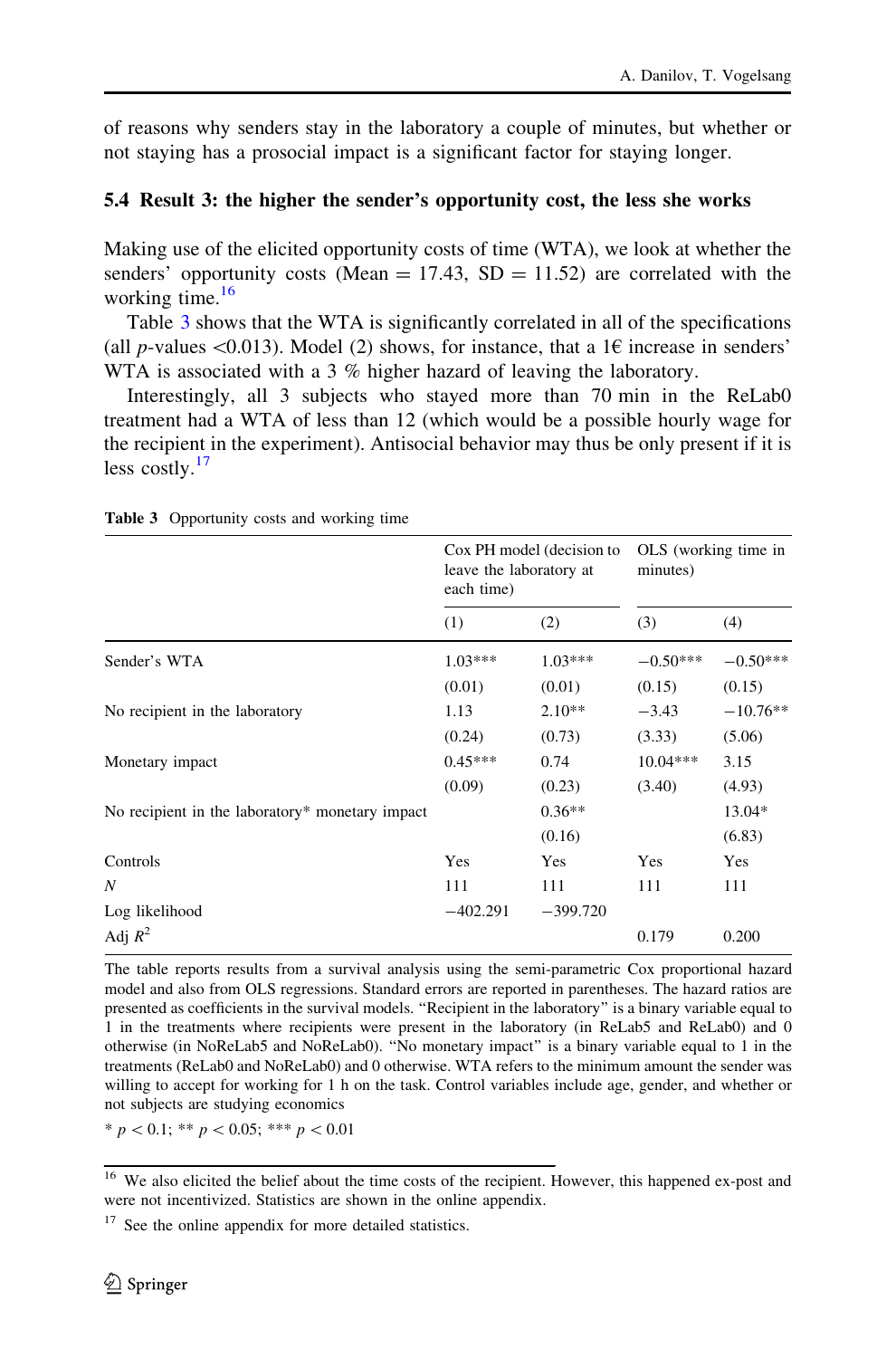of reasons why senders stay in the laboratory a couple of minutes, but whether or not staying has a prosocial impact is a significant factor for staying longer.

### 5.4 Result 3: the higher the sender's opportunity cost, the less she works

Making use of the elicited opportunity costs of time (WTA), we look at whether the senders' opportunity costs (Mean = 17.43, SD = 11.52) are correlated with the working time.[16]

Table 3 shows that the WTA is significantly correlated in all of the specifications (all $p$-values <0.013). Model (2) shows, for instance, that a 1€ increase in senders' WTA is associated with a 3 % higher hazard of leaving the laboratory.

Interestingly, all 3 subjects who stayed more than 70 min in the ReLab0 treatment had a WTA of less than 12 (which would be a possible hourly wage for the recipient in the experiment). Antisocial behavior may thus be only present if it is less costly.[17]

**Table 3** Opportunity costs and working time

| | Cox PH model (decision to leave the laboratory at each time) | | OLS (working time in minutes) | |
|---|---|---|---|---|
| | (1) | (2) | (3) | (4) |
| Sender's WTA | 1.03*** | 1.03*** | −0.50*** | −0.50*** |
| | (0.01) | (0.01) | (0.15) | (0.15) |
| No recipient in the laboratory | 1.13 | 2.10** | −3.43 | −10.76** |
| | (0.24) | (0.73) | (3.33) | (5.06) |
| Monetary impact | 0.45*** | 0.74 | 10.04*** | 3.15 |
| | (0.09) | (0.23) | (3.40) | (4.93) |
| No recipient in the laboratory* monetary impact | | 0.36** | | 13.04* |
| | | (0.16) | | (6.83) |
| Controls | Yes | Yes | Yes | Yes |
| $N$ | 111 | 111 | 111 | 111 |
| Log likelihood | −402.291 | −399.720 | | |
| Adj $R^2$ | | | 0.179 | 0.200 |

The table reports results from a survival analysis using the semi-parametric Cox proportional hazard model and also from OLS regressions. Standard errors are reported in parentheses. The hazard ratios are presented as coefficients in the survival models. "Recipient in the laboratory" is a binary variable equal to 1 in the treatments where recipients were present in the laboratory (in ReLab5 and ReLab0) and 0 otherwise (in NoReLab5 and NoReLab0). "No monetary impact" is a binary variable equal to 1 in the treatments (ReLab0 and NoReLab0) and 0 otherwise. WTA refers to the minimum amount the sender was willing to accept for working for 1 h on the task. Control variables include age, gender, and whether or not subjects are studying economics

* $p < 0.1$; ** $p < 0.05$; *** $p < 0.01$

[16] We also elicited the belief about the time costs of the recipient. However, this happened ex-post and were not incentivized. Statistics are shown in the online appendix.

[17] See the online appendix for more detailed statistics.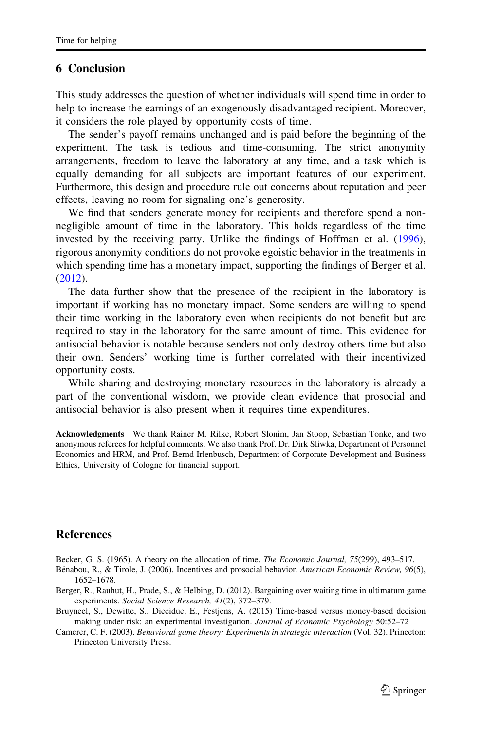## 6 Conclusion

This study addresses the question of whether individuals will spend time in order to help to increase the earnings of an exogenously disadvantaged recipient. Moreover, it considers the role played by opportunity costs of time.

The sender's payoff remains unchanged and is paid before the beginning of the experiment. The task is tedious and time-consuming. The strict anonymity arrangements, freedom to leave the laboratory at any time, and a task which is equally demanding for all subjects are important features of our experiment. Furthermore, this design and procedure rule out concerns about reputation and peer effects, leaving no room for signaling one's generosity.

We find that senders generate money for recipients and therefore spend a non-negligible amount of time in the laboratory. This holds regardless of the time invested by the receiving party. Unlike the findings of Hoffman et al. (1996), rigorous anonymity conditions do not provoke egoistic behavior in the treatments in which spending time has a monetary impact, supporting the findings of Berger et al. (2012).

The data further show that the presence of the recipient in the laboratory is important if working has no monetary impact. Some senders are willing to spend their time working in the laboratory even when recipients do not benefit but are required to stay in the laboratory for the same amount of time. This evidence for antisocial behavior is notable because senders not only destroy others time but also their own. Senders' working time is further correlated with their incentivized opportunity costs.

While sharing and destroying monetary resources in the laboratory is already a part of the conventional wisdom, we provide clean evidence that prosocial and antisocial behavior is also present when it requires time expenditures.

**Acknowledgments** We thank Rainer M. Rilke, Robert Slonim, Jan Stoop, Sebastian Tonke, and two anonymous referees for helpful comments. We also thank Prof. Dr. Dirk Sliwka, Department of Personnel Economics and HRM, and Prof. Bernd Irlenbusch, Department of Corporate Development and Business Ethics, University of Cologne for financial support.

## References

Becker, G. S. (1965). A theory on the allocation of time. *The Economic Journal, 75*(299), 493–517.

Bénabou, R., & Tirole, J. (2006). Incentives and prosocial behavior. *American Economic Review, 96*(5), 1652–1678.

Berger, R., Rauhut, H., Prade, S., & Helbing, D. (2012). Bargaining over waiting time in ultimatum game experiments. *Social Science Research, 41*(2), 372–379.

Bruyneel, S., Dewitte, S., Diecidue, E., Festjens, A. (2015) Time-based versus money-based decision making under risk: an experimental investigation. *Journal of Economic Psychology* 50:52–72

Camerer, C. F. (2003). *Behavioral game theory: Experiments in strategic interaction* (Vol. 32). Princeton: Princeton University Press.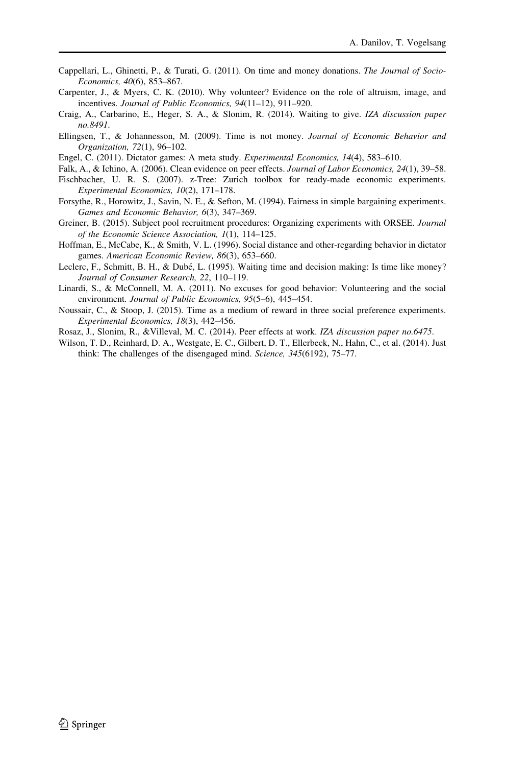Cappellari, L., Ghinetti, P., & Turati, G. (2011). On time and money donations. *The Journal of Socio-Economics, 40*(6), 853–867.

Carpenter, J., & Myers, C. K. (2010). Why volunteer? Evidence on the role of altruism, image, and incentives. *Journal of Public Economics, 94*(11–12), 911–920.

Craig, A., Carbarino, E., Heger, S. A., & Slonim, R. (2014). Waiting to give. *IZA discussion paper no.8491*.

Ellingsen, T., & Johannesson, M. (2009). Time is not money. *Journal of Economic Behavior and Organization, 72*(1), 96–102.

Engel, C. (2011). Dictator games: A meta study. *Experimental Economics, 14*(4), 583–610.

Falk, A., & Ichino, A. (2006). Clean evidence on peer effects. *Journal of Labor Economics, 24*(1), 39–58.

Fischbacher, U. R. S. (2007). z-Tree: Zurich toolbox for ready-made economic experiments. *Experimental Economics, 10*(2), 171–178.

Forsythe, R., Horowitz, J., Savin, N. E., & Sefton, M. (1994). Fairness in simple bargaining experiments. *Games and Economic Behavior, 6*(3), 347–369.

Greiner, B. (2015). Subject pool recruitment procedures: Organizing experiments with ORSEE. *Journal of the Economic Science Association, 1*(1), 114–125.

Hoffman, E., McCabe, K., & Smith, V. L. (1996). Social distance and other-regarding behavior in dictator games. *American Economic Review, 86*(3), 653–660.

Leclerc, F., Schmitt, B. H., & Dubé, L. (1995). Waiting time and decision making: Is time like money? *Journal of Consumer Research, 22*, 110–119.

Linardi, S., & McConnell, M. A. (2011). No excuses for good behavior: Volunteering and the social environment. *Journal of Public Economics, 95*(5–6), 445–454.

Noussair, C., & Stoop, J. (2015). Time as a medium of reward in three social preference experiments. *Experimental Economics, 18*(3), 442–456.

Rosaz, J., Slonim, R., &Villeval, M. C. (2014). Peer effects at work. *IZA discussion paper no.6475*.

Wilson, T. D., Reinhard, D. A., Westgate, E. C., Gilbert, D. T., Ellerbeck, N., Hahn, C., et al. (2014). Just think: The challenges of the disengaged mind. *Science, 345*(6192), 75–77.